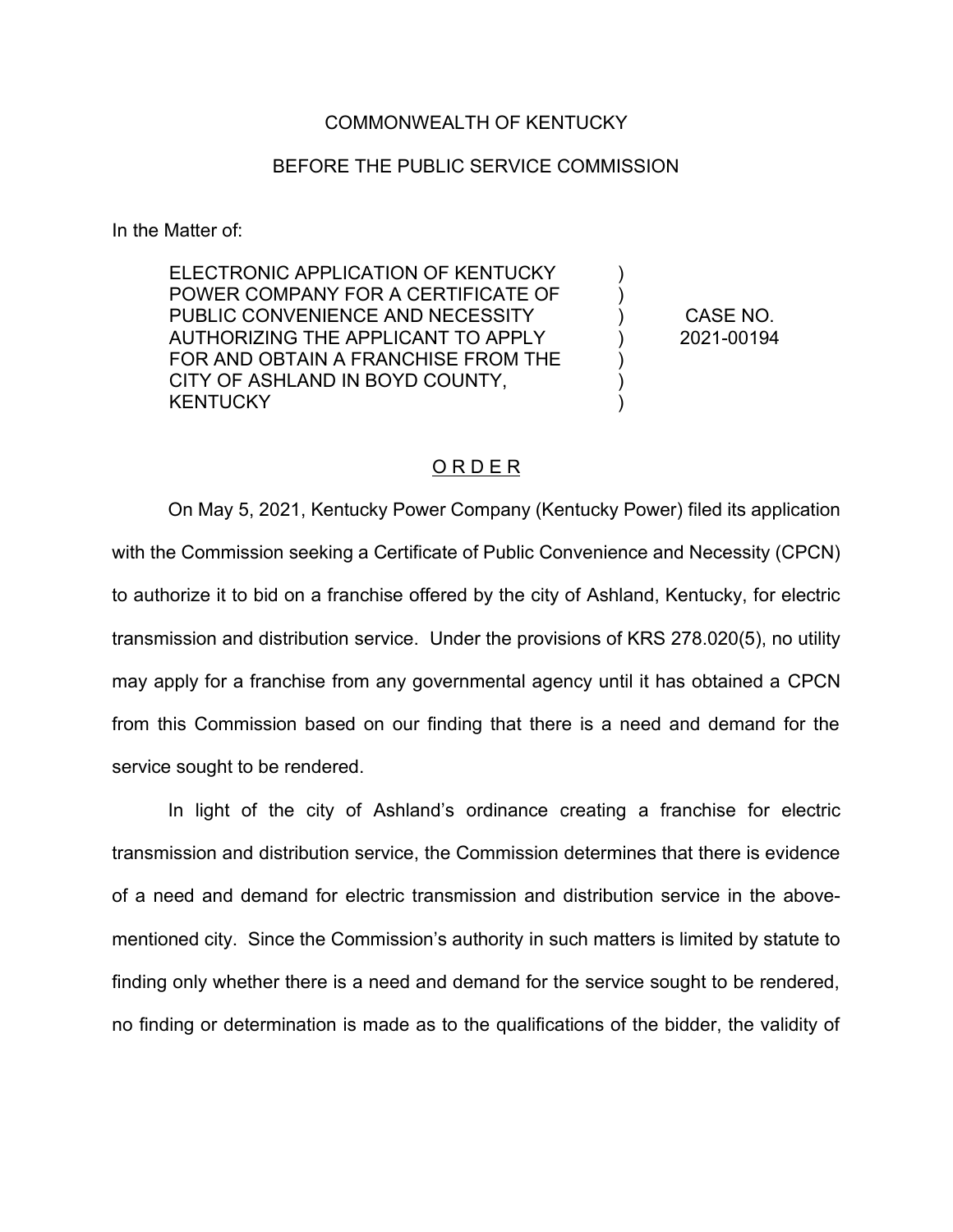COMMONWEALTH OF KENTUCKY

BEFORE THE PUBLIC SERVICE COMMISSION

In the Matter of:

| | |
|---|---|
| ELECTRONIC APPLICATION OF KENTUCKY POWER COMPANY FOR A CERTIFICATE OF PUBLIC CONVENIENCE AND NECESSITY AUTHORIZING THE APPLICANT TO APPLY FOR AND OBTAIN A FRANCHISE FROM THE CITY OF ASHLAND IN BOYD COUNTY, KENTUCKY | CASE NO. 2021-00194 |

## ORDER

On May 5, 2021, Kentucky Power Company (Kentucky Power) filed its application with the Commission seeking a Certificate of Public Convenience and Necessity (CPCN) to authorize it to bid on a franchise offered by the city of Ashland, Kentucky, for electric transmission and distribution service. Under the provisions of KRS 278.020(5), no utility may apply for a franchise from any governmental agency until it has obtained a CPCN from this Commission based on our finding that there is a need and demand for the service sought to be rendered.

In light of the city of Ashland's ordinance creating a franchise for electric transmission and distribution service, the Commission determines that there is evidence of a need and demand for electric transmission and distribution service in the above-mentioned city. Since the Commission's authority in such matters is limited by statute to finding only whether there is a need and demand for the service sought to be rendered, no finding or determination is made as to the qualifications of the bidder, the validity of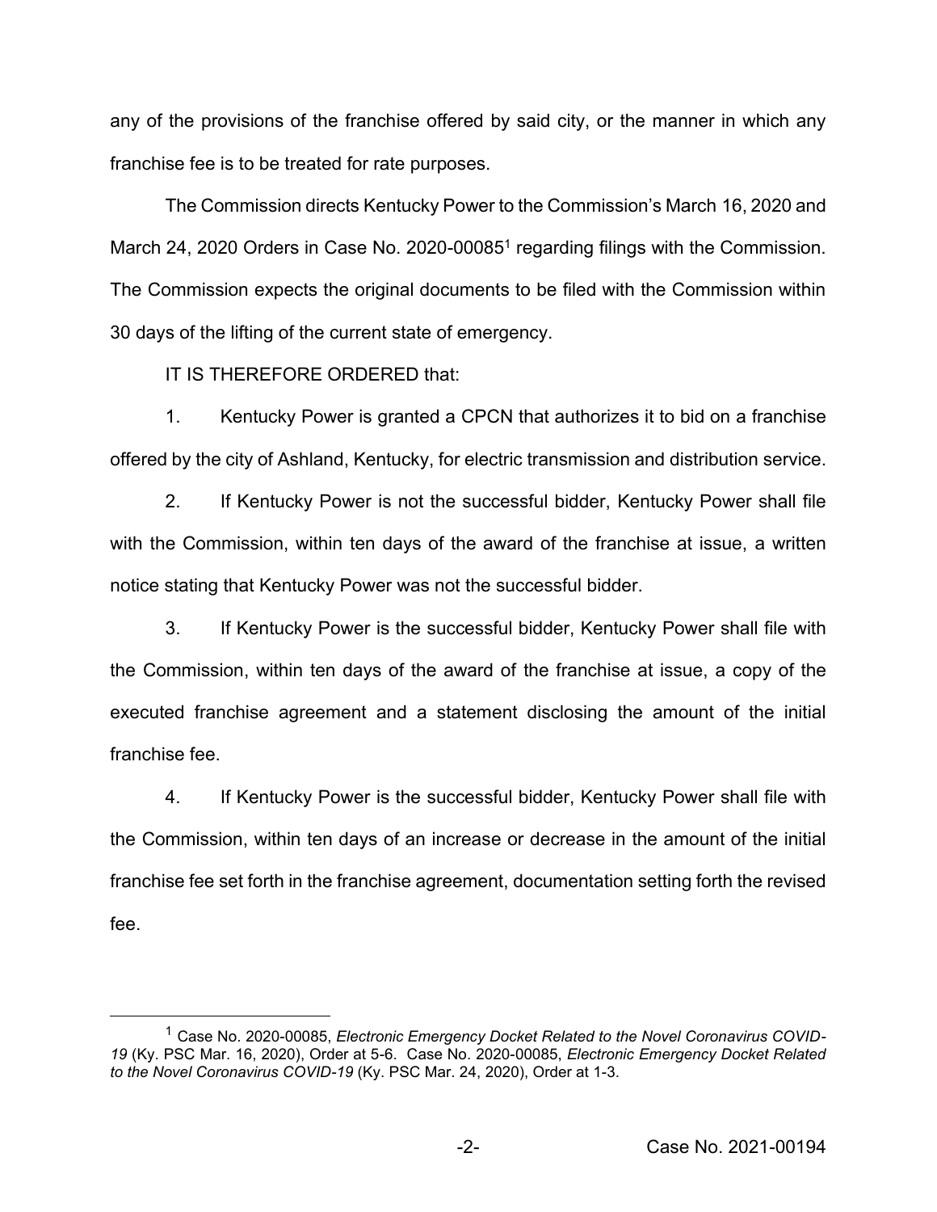any of the provisions of the franchise offered by said city, or the manner in which any franchise fee is to be treated for rate purposes.

The Commission directs Kentucky Power to the Commission's March 16, 2020 and March 24, 2020 Orders in Case No. 2020-00085[1] regarding filings with the Commission. The Commission expects the original documents to be filed with the Commission within 30 days of the lifting of the current state of emergency.

IT IS THEREFORE ORDERED that:

1. Kentucky Power is granted a CPCN that authorizes it to bid on a franchise offered by the city of Ashland, Kentucky, for electric transmission and distribution service.

2. If Kentucky Power is not the successful bidder, Kentucky Power shall file with the Commission, within ten days of the award of the franchise at issue, a written notice stating that Kentucky Power was not the successful bidder.

3. If Kentucky Power is the successful bidder, Kentucky Power shall file with the Commission, within ten days of the award of the franchise at issue, a copy of the executed franchise agreement and a statement disclosing the amount of the initial franchise fee.

4. If Kentucky Power is the successful bidder, Kentucky Power shall file with the Commission, within ten days of an increase or decrease in the amount of the initial franchise fee set forth in the franchise agreement, documentation setting forth the revised fee.

[1] Case No. 2020-00085, *Electronic Emergency Docket Related to the Novel Coronavirus COVID-19* (Ky. PSC Mar. 16, 2020), Order at 5-6. Case No. 2020-00085, *Electronic Emergency Docket Related to the Novel Coronavirus COVID-19* (Ky. PSC Mar. 24, 2020), Order at 1-3.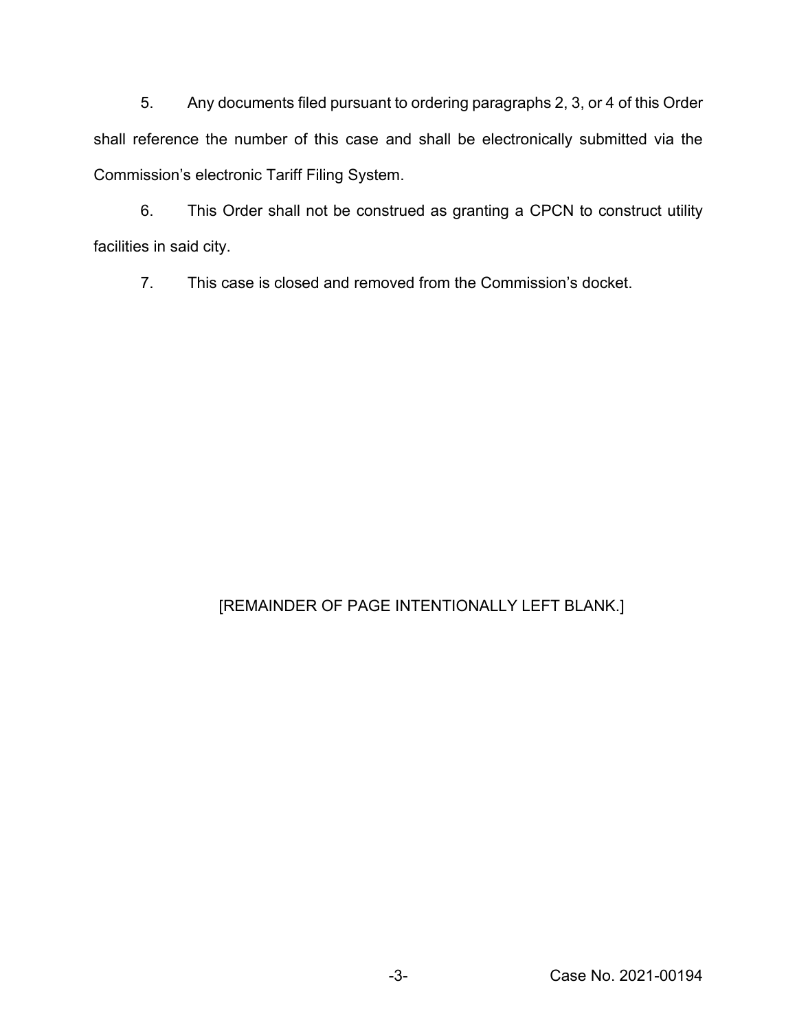5. Any documents filed pursuant to ordering paragraphs 2, 3, or 4 of this Order shall reference the number of this case and shall be electronically submitted via the Commission's electronic Tariff Filing System.

6. This Order shall not be construed as granting a CPCN to construct utility facilities in said city.

7. This case is closed and removed from the Commission's docket.

[REMAINDER OF PAGE INTENTIONALLY LEFT BLANK.]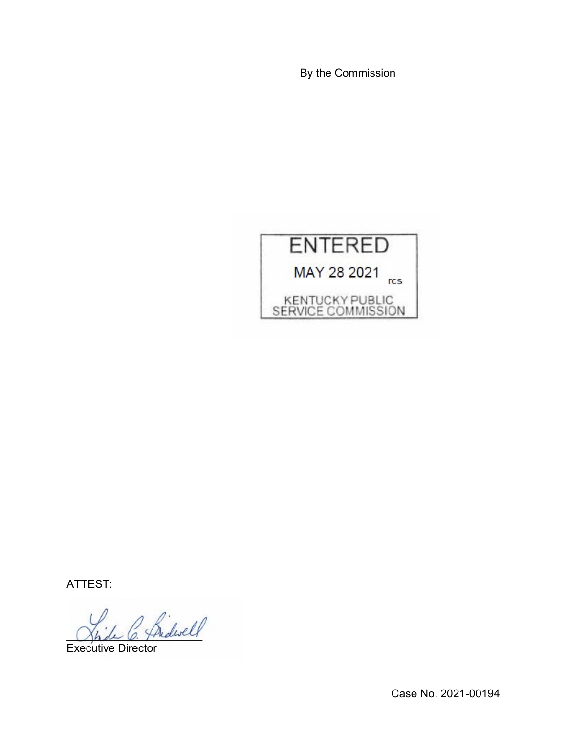By the Commission

ENTERED

MAY 28 2021 rcs

KENTUCKY PUBLIC SERVICE COMMISSION

ATTEST:

Executive Director

Case No. 2021-00194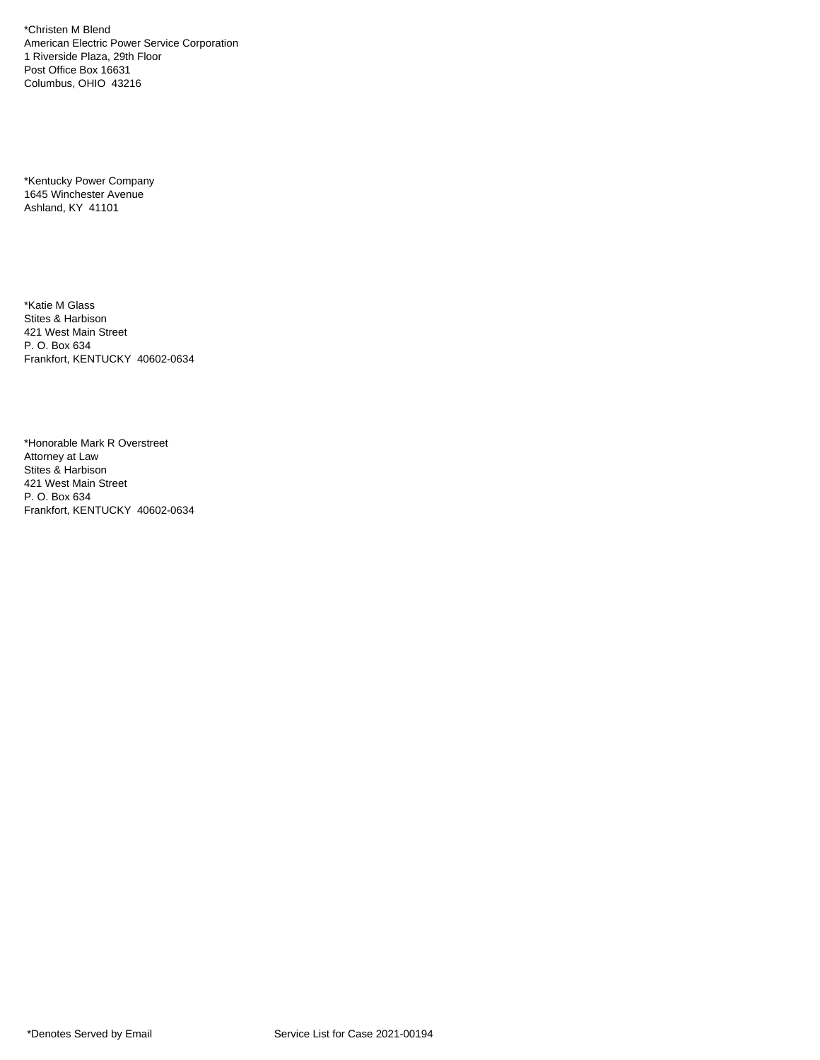*Christen M Blend
American Electric Power Service Corporation
1 Riverside Plaza, 29th Floor
Post Office Box 16631
Columbus, OHIO  43216

*Kentucky Power Company
1645 Winchester Avenue
Ashland, KY  41101

*Katie M Glass
Stites & Harbison
421 West Main Street
P. O. Box 634
Frankfort, KENTUCKY  40602-0634

*Honorable Mark R Overstreet
Attorney at Law
Stites & Harbison
421 West Main Street
P. O. Box 634
Frankfort, KENTUCKY  40602-0634

*Denotes Served by Email

Service List for Case 2021-00194